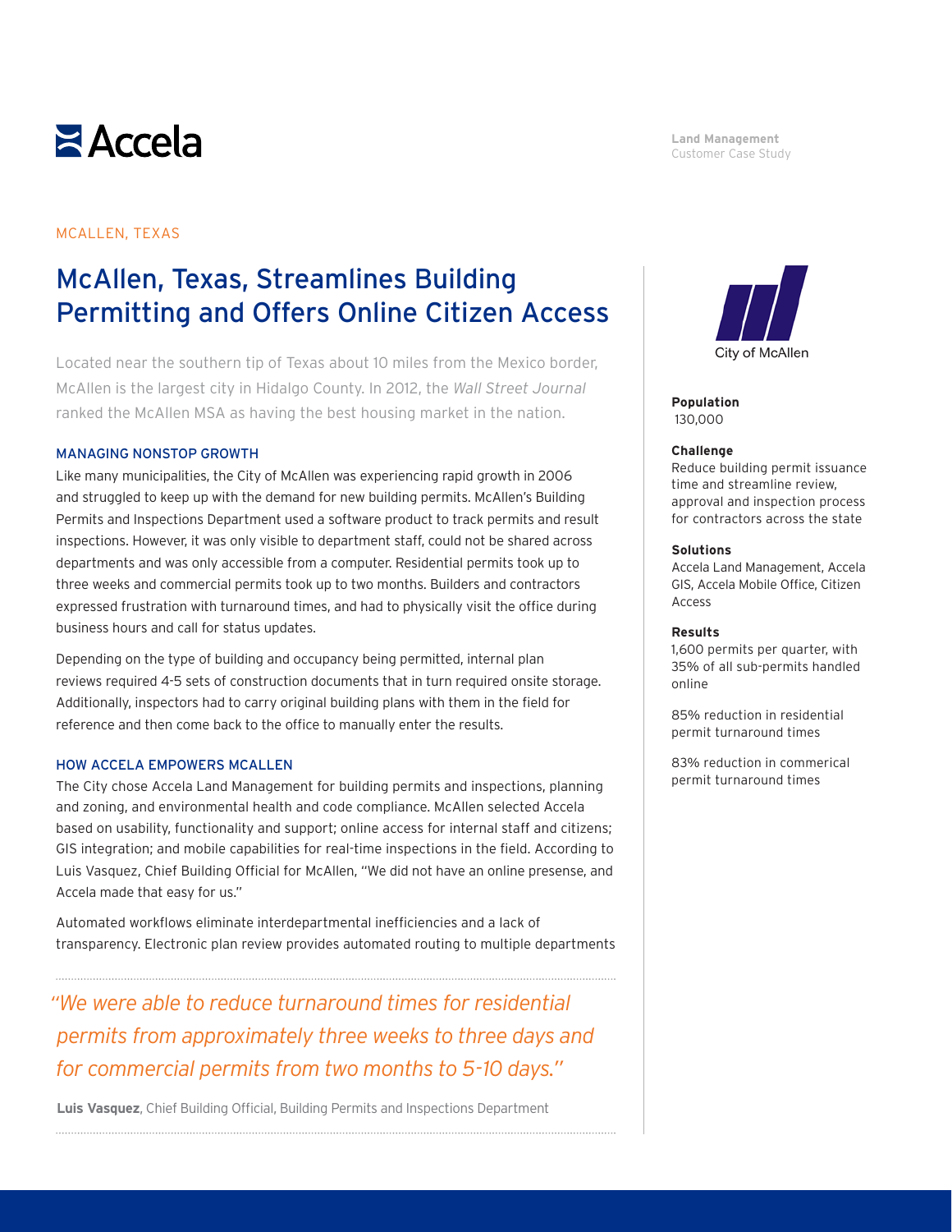Accela

Land Management
Customer Case Study

MCALLEN, TEXAS

# McAllen, Texas, Streamlines Building Permitting and Offers Online Citizen Access

Located near the southern tip of Texas about 10 miles from the Mexico border, McAllen is the largest city in Hidalgo County. In 2012, the *Wall Street Journal* ranked the McAllen MSA as having the best housing market in the nation.

## MANAGING NONSTOP GROWTH

Like many municipalities, the City of McAllen was experiencing rapid growth in 2006 and struggled to keep up with the demand for new building permits. McAllen's Building Permits and Inspections Department used a software product to track permits and result inspections. However, it was only visible to department staff, could not be shared across departments and was only accessible from a computer. Residential permits took up to three weeks and commercial permits took up to two months. Builders and contractors expressed frustration with turnaround times, and had to physically visit the office during business hours and call for status updates.

Depending on the type of building and occupancy being permitted, internal plan reviews required 4-5 sets of construction documents that in turn required onsite storage. Additionally, inspectors had to carry original building plans with them in the field for reference and then come back to the office to manually enter the results.

## HOW ACCELA EMPOWERS MCALLEN

The City chose Accela Land Management for building permits and inspections, planning and zoning, and environmental health and code compliance. McAllen selected Accela based on usability, functionality and support; online access for internal staff and citizens; GIS integration; and mobile capabilities for real-time inspections in the field. According to Luis Vasquez, Chief Building Official for McAllen, "We did not have an online presense, and Accela made that easy for us."

Automated workflows eliminate interdepartmental inefficiencies and a lack of transparency. Electronic plan review provides automated routing to multiple departments

> *"We were able to reduce turnaround times for residential permits from approximately three weeks to three days and for commercial permits from two months to 5-10 days."*
>
> **Luis Vasquez**, Chief Building Official, Building Permits and Inspections Department

City of McAllen

**Population**
130,000

**Challenge**
Reduce building permit issuance time and streamline review, approval and inspection process for contractors across the state

**Solutions**
Accela Land Management, Accela GIS, Accela Mobile Office, Citizen Access

**Results**
1,600 permits per quarter, with 35% of all sub-permits handled online

85% reduction in residential permit turnaround times

83% reduction in commerical permit turnaround times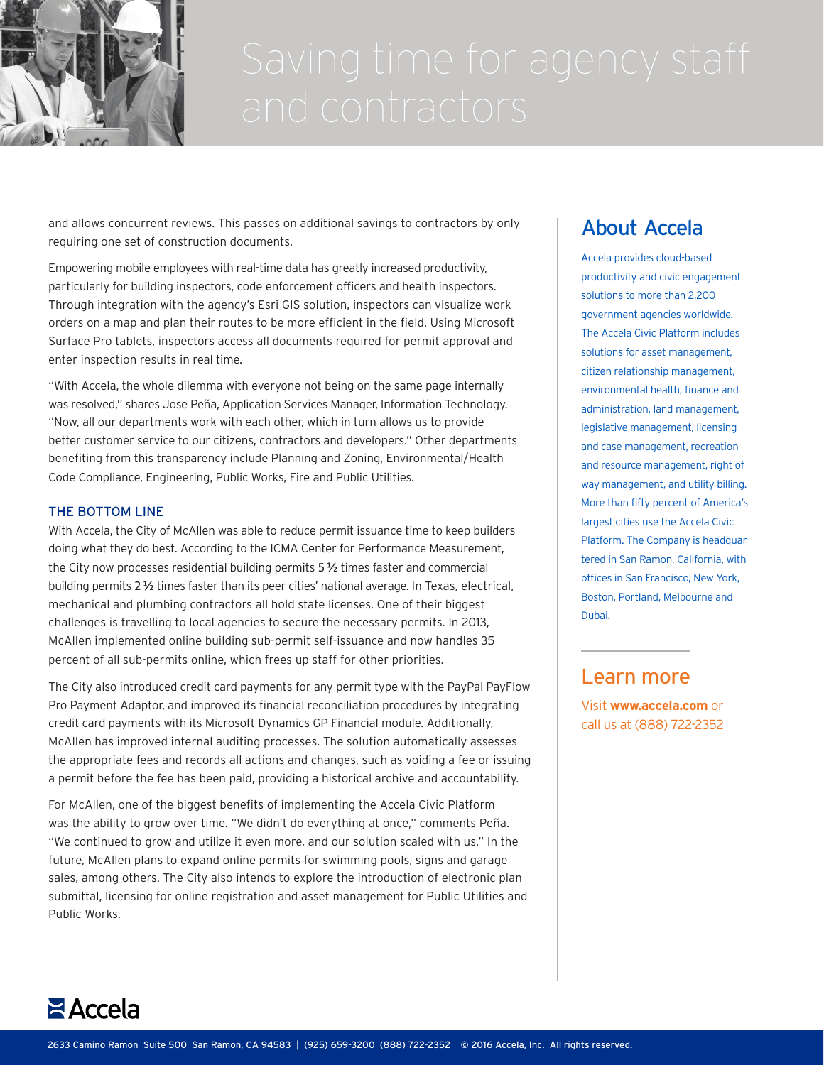# Saving time for agency staff and contractors

and allows concurrent reviews. This passes on additional savings to contractors by only requiring one set of construction documents.

Empowering mobile employees with real-time data has greatly increased productivity, particularly for building inspectors, code enforcement officers and health inspectors. Through integration with the agency's Esri GIS solution, inspectors can visualize work orders on a map and plan their routes to be more efficient in the field. Using Microsoft Surface Pro tablets, inspectors access all documents required for permit approval and enter inspection results in real time.

"With Accela, the whole dilemma with everyone not being on the same page internally was resolved," shares Jose Peña, Application Services Manager, Information Technology. "Now, all our departments work with each other, which in turn allows us to provide better customer service to our citizens, contractors and developers." Other departments benefiting from this transparency include Planning and Zoning, Environmental/Health Code Compliance, Engineering, Public Works, Fire and Public Utilities.

### THE BOTTOM LINE

With Accela, the City of McAllen was able to reduce permit issuance time to keep builders doing what they do best. According to the ICMA Center for Performance Measurement, the City now processes residential building permits 5 ½ times faster and commercial building permits 2 ½ times faster than its peer cities' national average. In Texas, electrical, mechanical and plumbing contractors all hold state licenses. One of their biggest challenges is travelling to local agencies to secure the necessary permits. In 2013, McAllen implemented online building sub-permit self-issuance and now handles 35 percent of all sub-permits online, which frees up staff for other priorities.

The City also introduced credit card payments for any permit type with the PayPal PayFlow Pro Payment Adaptor, and improved its financial reconciliation procedures by integrating credit card payments with its Microsoft Dynamics GP Financial module. Additionally, McAllen has improved internal auditing processes. The solution automatically assesses the appropriate fees and records all actions and changes, such as voiding a fee or issuing a permit before the fee has been paid, providing a historical archive and accountability.

For McAllen, one of the biggest benefits of implementing the Accela Civic Platform was the ability to grow over time. "We didn't do everything at once," comments Peña. "We continued to grow and utilize it even more, and our solution scaled with us." In the future, McAllen plans to expand online permits for swimming pools, signs and garage sales, among others. The City also intends to explore the introduction of electronic plan submittal, licensing for online registration and asset management for Public Utilities and Public Works.

## About Accela

Accela provides cloud-based productivity and civic engagement solutions to more than 2,200 government agencies worldwide. The Accela Civic Platform includes solutions for asset management, citizen relationship management, environmental health, finance and administration, land management, legislative management, licensing and case management, recreation and resource management, right of way management, and utility billing. More than fifty percent of America's largest cities use the Accela Civic Platform. The Company is headquartered in San Ramon, California, with offices in San Francisco, New York, Boston, Portland, Melbourne and Dubai.

## Learn more

Visit **www.accela.com** or call us at (888) 722-2352

Accela

2633 Camino Ramon Suite 500 San Ramon, CA 94583 | (925) 659-3200 (888) 722-2352 © 2016 Accela, Inc. All rights reserved.